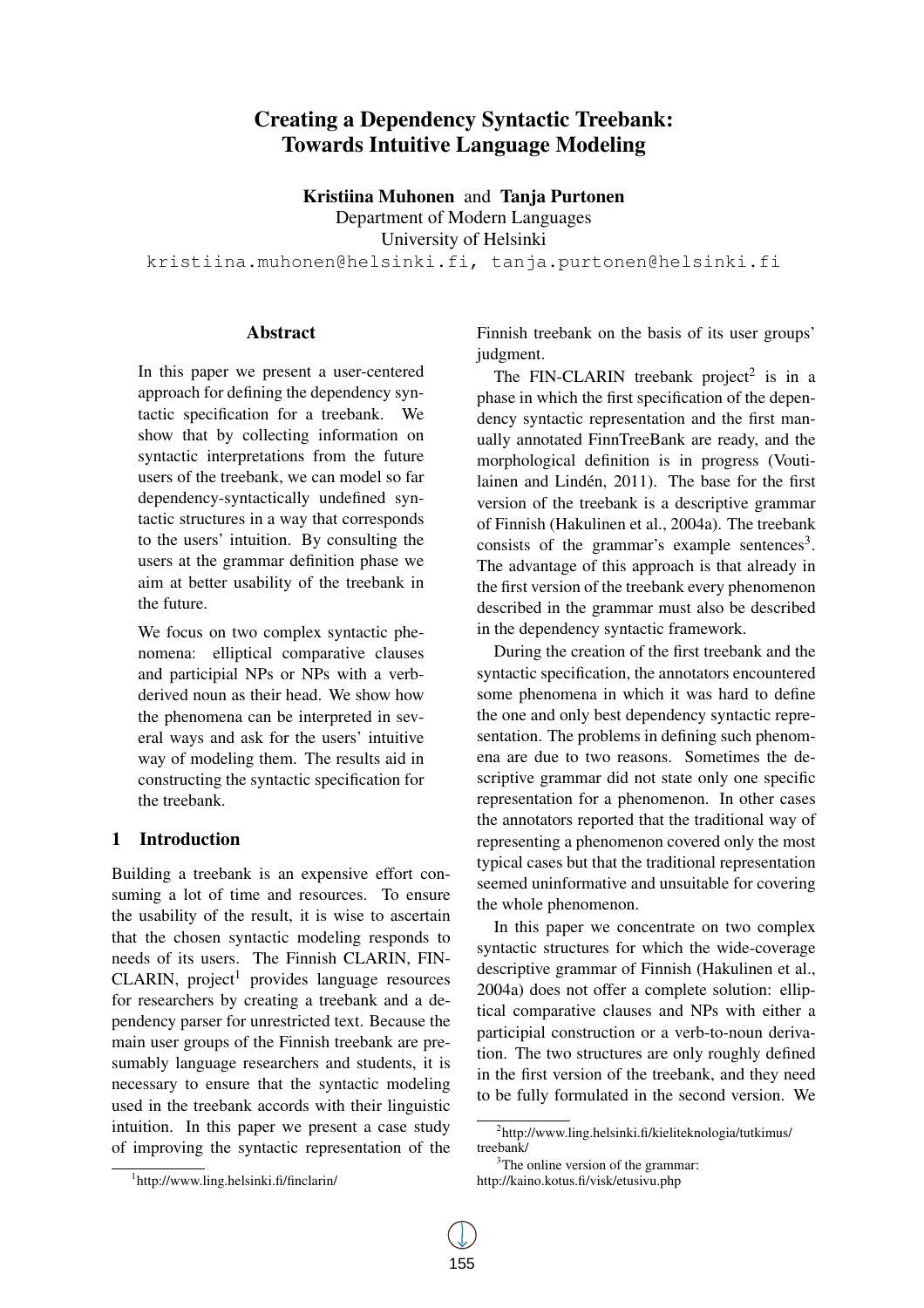# Creating a Dependency Syntactic Treebank: Towards Intuitive Language Modeling

**Kristiina Muhonen** and **Tanja Purtonen**
Department of Modern Languages
University of Helsinki
kristiina.muhonen@helsinki.fi, tanja.purtonen@helsinki.fi

## Abstract

In this paper we present a user-centered approach for defining the dependency syntactic specification for a treebank. We show that by collecting information on syntactic interpretations from the future users of the treebank, we can model so far dependency-syntactically undefined syntactic structures in a way that corresponds to the users' intuition. By consulting the users at the grammar definition phase we aim at better usability of the treebank in the future.

We focus on two complex syntactic phenomena: elliptical comparative clauses and participial NPs or NPs with a verb-derived noun as their head. We show how the phenomena can be interpreted in several ways and ask for the users' intuitive way of modeling them. The results aid in constructing the syntactic specification for the treebank.

## 1 Introduction

Building a treebank is an expensive effort consuming a lot of time and resources. To ensure the usability of the result, it is wise to ascertain that the chosen syntactic modeling responds to needs of its users. The Finnish CLARIN, FIN-CLARIN, project[1] provides language resources for researchers by creating a treebank and a dependency parser for unrestricted text. Because the main user groups of the Finnish treebank are presumably language researchers and students, it is necessary to ensure that the syntactic modeling used in the treebank accords with their linguistic intuition. In this paper we present a case study of improving the syntactic representation of the Finnish treebank on the basis of its user groups' judgment.

The FIN-CLARIN treebank project[2] is in a phase in which the first specification of the dependency syntactic representation and the first manually annotated FinnTreeBank are ready, and the morphological definition is in progress (Voutilainen and Lindén, 2011). The base for the first version of the treebank is a descriptive grammar of Finnish (Hakulinen et al., 2004a). The treebank consists of the grammar's example sentences[3]. The advantage of this approach is that already in the first version of the treebank every phenomenon described in the grammar must also be described in the dependency syntactic framework.

During the creation of the first treebank and the syntactic specification, the annotators encountered some phenomena in which it was hard to define the one and only best dependency syntactic representation. The problems in defining such phenomena are due to two reasons. Sometimes the descriptive grammar did not state only one specific representation for a phenomenon. In other cases the annotators reported that the traditional way of representing a phenomenon covered only the most typical cases but that the traditional representation seemed uninformative and unsuitable for covering the whole phenomenon.

In this paper we concentrate on two complex syntactic structures for which the wide-coverage descriptive grammar of Finnish (Hakulinen et al., 2004a) does not offer a complete solution: elliptical comparative clauses and NPs with either a participial construction or a verb-to-noun derivation. The two structures are only roughly defined in the first version of the treebank, and they need to be fully formulated in the second version. We

[1] http://www.ling.helsinki.fi/finclarin/

[2] http://www.ling.helsinki.fi/kieliteknologia/tutkimus/treebank/

[3] The online version of the grammar: http://kaino.kotus.fi/visk/etusivu.php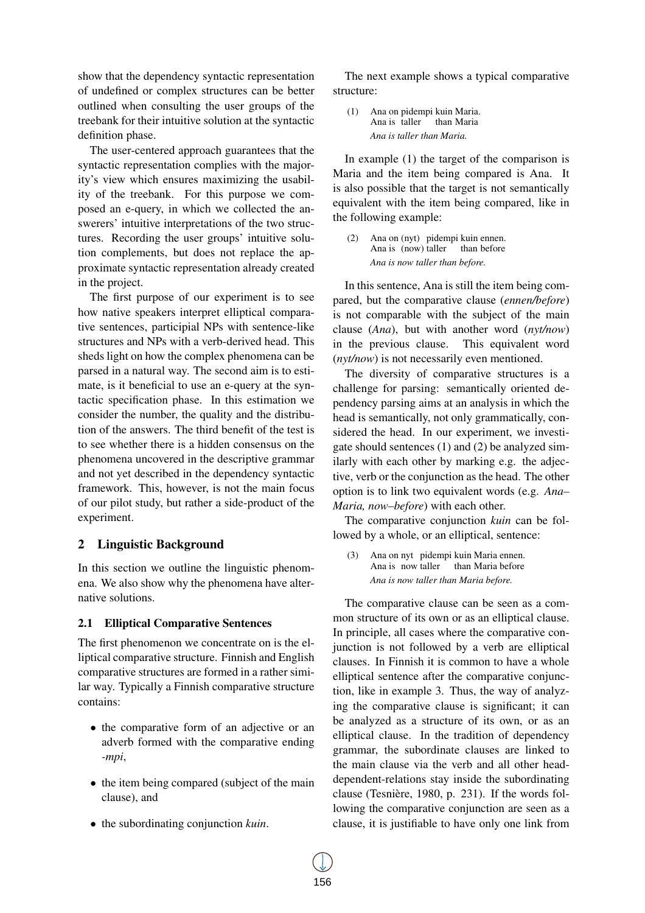show that the dependency syntactic representation of undefined or complex structures can be better outlined when consulting the user groups of the treebank for their intuitive solution at the syntactic definition phase.

The user-centered approach guarantees that the syntactic representation complies with the majority's view which ensures maximizing the usability of the treebank. For this purpose we composed an e-query, in which we collected the answerers' intuitive interpretations of the two structures. Recording the user groups' intuitive solution complements, but does not replace the approximate syntactic representation already created in the project.

The first purpose of our experiment is to see how native speakers interpret elliptical comparative sentences, participial NPs with sentence-like structures and NPs with a verb-derived head. This sheds light on how the complex phenomena can be parsed in a natural way. The second aim is to estimate, is it beneficial to use an e-query at the syntactic specification phase. In this estimation we consider the number, the quality and the distribution of the answers. The third benefit of the test is to see whether there is a hidden consensus on the phenomena uncovered in the descriptive grammar and not yet described in the dependency syntactic framework. This, however, is not the main focus of our pilot study, but rather a side-product of the experiment.

## 2 Linguistic Background

In this section we outline the linguistic phenomena. We also show why the phenomena have alternative solutions.

### 2.1 Elliptical Comparative Sentences

The first phenomenon we concentrate on is the elliptical comparative structure. Finnish and English comparative structures are formed in a rather similar way. Typically a Finnish comparative structure contains:

- the comparative form of an adjective or an adverb formed with the comparative ending *-mpi*,
- the item being compared (subject of the main clause), and
- the subordinating conjunction *kuin*.

The next example shows a typical comparative structure:

(1) Ana on pidempi kuin Maria.
Ana is taller than Maria
*Ana is taller than Maria.*

In example (1) the target of the comparison is Maria and the item being compared is Ana. It is also possible that the target is not semantically equivalent with the item being compared, like in the following example:

(2) Ana on (nyt) pidempi kuin ennen.
Ana is (now) taller than before
*Ana is now taller than before.*

In this sentence, Ana is still the item being compared, but the comparative clause (*ennen/before*) is not comparable with the subject of the main clause (*Ana*), but with another word (*nyt/now*) in the previous clause. This equivalent word (*nyt/now*) is not necessarily even mentioned.

The diversity of comparative structures is a challenge for parsing: semantically oriented dependency parsing aims at an analysis in which the head is semantically, not only grammatically, considered the head. In our experiment, we investigate should sentences (1) and (2) be analyzed similarly with each other by marking e.g. the adjective, verb or the conjunction as the head. The other option is to link two equivalent words (e.g. *Ana–Maria, now–before*) with each other.

The comparative conjunction *kuin* can be followed by a whole, or an elliptical, sentence:

(3) Ana on nyt pidempi kuin Maria ennen.
Ana is now taller than Maria before
*Ana is now taller than Maria before.*

The comparative clause can be seen as a common structure of its own or as an elliptical clause. In principle, all cases where the comparative conjunction is not followed by a verb are elliptical clauses. In Finnish it is common to have a whole elliptical sentence after the comparative conjunction, like in example 3. Thus, the way of analyzing the comparative clause is significant; it can be analyzed as a structure of its own, or as an elliptical clause. In the tradition of dependency grammar, the subordinate clauses are linked to the main clause via the verb and all other head-dependent-relations stay inside the subordinating clause (Tesnière, 1980, p. 231). If the words following the comparative conjunction are seen as a clause, it is justifiable to have only one link from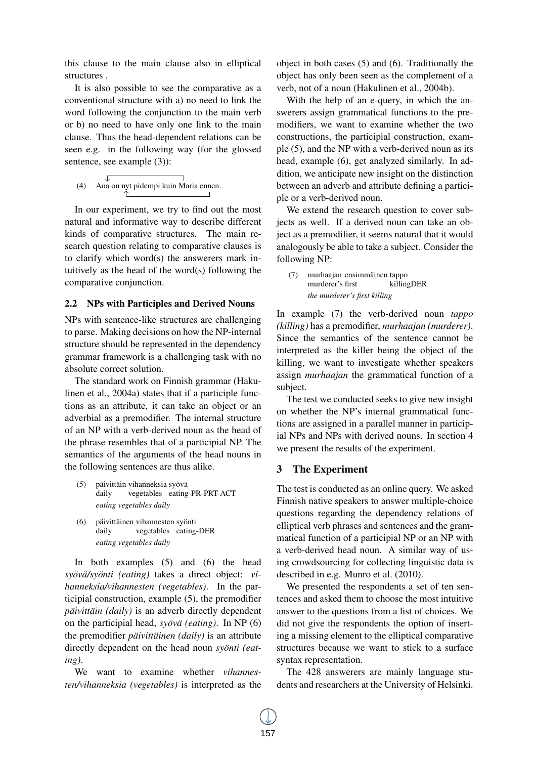this clause to the main clause also in elliptical structures .

It is also possible to see the comparative as a conventional structure with a) no need to link the word following the conjunction to the main verb or b) no need to have only one link to the main clause. Thus the head-dependent relations can be seen e.g. in the following way (for the glossed sentence, see example (3)):

(4) Ana on nyt pidempi kuin Maria ennen.

In our experiment, we try to find out the most natural and informative way to describe different kinds of comparative structures. The main research question relating to comparative clauses is to clarify which word(s) the answerers mark intuitively as the head of the word(s) following the comparative conjunction.

## 2.2 NPs with Participles and Derived Nouns

NPs with sentence-like structures are challenging to parse. Making decisions on how the NP-internal structure should be represented in the dependency grammar framework is a challenging task with no absolute correct solution.

The standard work on Finnish grammar (Hakulinen et al., 2004a) states that if a participle functions as an attribute, it can take an object or an adverbial as a premodifier. The internal structure of an NP with a verb-derived noun as the head of the phrase resembles that of a participial NP. The semantics of the arguments of the head nouns in the following sentences are thus alike.

(5) päivittäin vihanneksia syövä
daily vegetables eating-PR-PRT-ACT
*eating vegetables daily*

(6) päivittäinen vihannesten syönti
daily vegetables eating-DER
*eating vegetables daily*

In both examples (5) and (6) the head *syövä/syönti (eating)* takes a direct object: *vihanneksia/vihannesten (vegetables)*. In the participial construction, example (5), the premodifier *päivittäin (daily)* is an adverb directly dependent on the participial head, *syövä (eating)*. In NP (6) the premodifier *päivittäinen (daily)* is an attribute directly dependent on the head noun *syönti (eating)*.

We want to examine whether *vihannesten/vihanneksia (vegetables)* is interpreted as the object in both cases (5) and (6). Traditionally the object has only been seen as the complement of a verb, not of a noun (Hakulinen et al., 2004b).

With the help of an e-query, in which the answerers assign grammatical functions to the premodifiers, we want to examine whether the two constructions, the participial construction, example (5), and the NP with a verb-derived noun as its head, example (6), get analyzed similarly. In addition, we anticipate new insight on the distinction between an adverb and attribute defining a participle or a verb-derived noun.

We extend the research question to cover subjects as well. If a derived noun can take an object as a premodifier, it seems natural that it would analogously be able to take a subject. Consider the following NP:

(7) murhaajan ensimmäinen tappo
murderer's first killingDER
*the murderer's first killing*

In example (7) the verb-derived noun *tappo (killing)* has a premodifier, *murhaajan (murderer)*. Since the semantics of the sentence cannot be interpreted as the killer being the object of the killing, we want to investigate whether speakers assign *murhaajan* the grammatical function of a subject.

The test we conducted seeks to give new insight on whether the NP's internal grammatical functions are assigned in a parallel manner in participial NPs and NPs with derived nouns. In section 4 we present the results of the experiment.

# 3 The Experiment

The test is conducted as an online query. We asked Finnish native speakers to answer multiple-choice questions regarding the dependency relations of elliptical verb phrases and sentences and the grammatical function of a participial NP or an NP with a verb-derived head noun. A similar way of using crowdsourcing for collecting linguistic data is described in e.g. Munro et al. (2010).

We presented the respondents a set of ten sentences and asked them to choose the most intuitive answer to the questions from a list of choices. We did not give the respondents the option of inserting a missing element to the elliptical comparative structures because we want to stick to a surface syntax representation.

The 428 answerers are mainly language students and researchers at the University of Helsinki.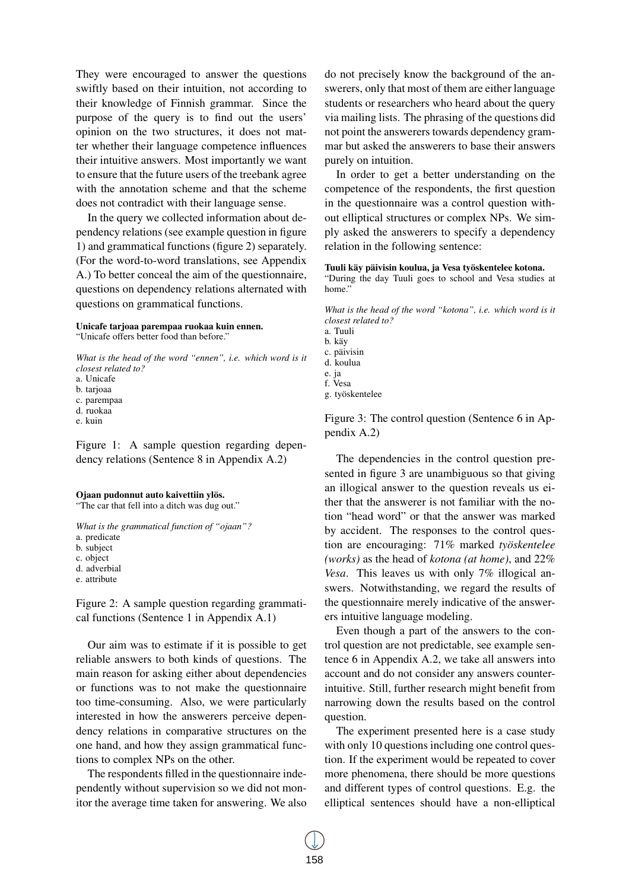They were encouraged to answer the questions swiftly based on their intuition, not according to their knowledge of Finnish grammar. Since the purpose of the query is to find out the users' opinion on the two structures, it does not matter whether their language competence influences their intuitive answers. Most importantly we want to ensure that the future users of the treebank agree with the annotation scheme and that the scheme does not contradict with their language sense.

In the query we collected information about dependency relations (see example question in figure 1) and grammatical functions (figure 2) separately. (For the word-to-word translations, see Appendix A.) To better conceal the aim of the questionnaire, questions on dependency relations alternated with questions on grammatical functions.

**Unicafe tarjoaa parempaa ruokaa kuin ennen.**
"Unicafe offers better food than before."

*What is the head of the word "ennen", i.e. which word is it closest related to?*
a. Unicafe
b. tarjoaa
c. parempaa
d. ruokaa
e. kuin

Figure 1: A sample question regarding dependency relations (Sentence 8 in Appendix A.2)

**Ojaan pudonnut auto kaivettiin ylös.**
"The car that fell into a ditch was dug out."

*What is the grammatical function of "ojaan"?*
a. predicate
b. subject
c. object
d. adverbial
e. attribute

Figure 2: A sample question regarding grammatical functions (Sentence 1 in Appendix A.1)

Our aim was to estimate if it is possible to get reliable answers to both kinds of questions. The main reason for asking either about dependencies or functions was to not make the questionnaire too time-consuming. Also, we were particularly interested in how the answerers perceive dependency relations in comparative structures on the one hand, and how they assign grammatical functions to complex NPs on the other.

The respondents filled in the questionnaire independently without supervision so we did not monitor the average time taken for answering. We also do not precisely know the background of the answerers, only that most of them are either language students or researchers who heard about the query via mailing lists. The phrasing of the questions did not point the answerers towards dependency grammar but asked the answerers to base their answers purely on intuition.

In order to get a better understanding on the competence of the respondents, the first question in the questionnaire was a control question without elliptical structures or complex NPs. We simply asked the answerers to specify a dependency relation in the following sentence:

**Tuuli käy päivisin koulua, ja Vesa työskentelee kotona.**
"During the day Tuuli goes to school and Vesa studies at home."

*What is the head of the word "kotona", i.e. which word is it closest related to?*
a. Tuuli
b. käy
c. päivisin
d. koulua
e. ja
f. Vesa
g. työskentelee

Figure 3: The control question (Sentence 6 in Appendix A.2)

The dependencies in the control question presented in figure 3 are unambiguous so that giving an illogical answer to the question reveals us either that the answerer is not familiar with the notion "head word" or that the answer was marked by accident. The responses to the control question are encouraging: 71% marked *työskentelee (works)* as the head of *kotona (at home)*, and 22% *Vesa*. This leaves us with only 7% illogical answers. Notwithstanding, we regard the results of the questionnaire merely indicative of the answerers intuitive language modeling.

Even though a part of the answers to the control question are not predictable, see example sentence 6 in Appendix A.2, we take all answers into account and do not consider any answers counterintuitive. Still, further research might benefit from narrowing down the results based on the control question.

The experiment presented here is a case study with only 10 questions including one control question. If the experiment would be repeated to cover more phenomena, there should be more questions and different types of control questions. E.g. the elliptical sentences should have a non-elliptical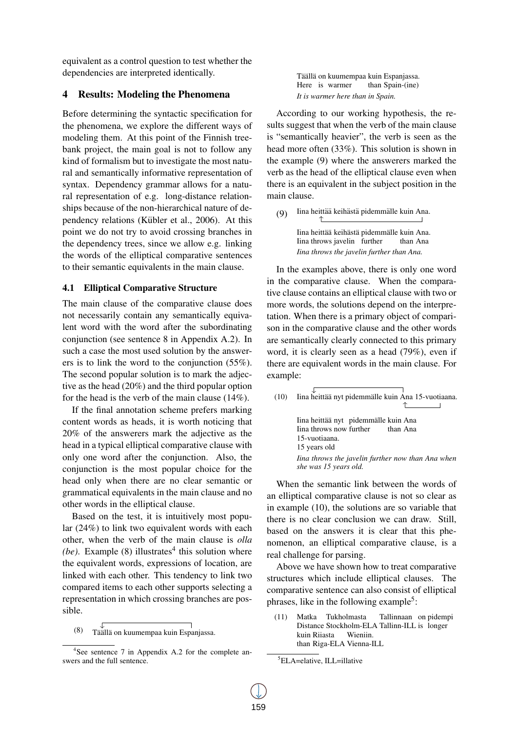equivalent as a control question to test whether the dependencies are interpreted identically.

## 4 Results: Modeling the Phenomena

Before determining the syntactic specification for the phenomena, we explore the different ways of modeling them. At this point of the Finnish treebank project, the main goal is not to follow any kind of formalism but to investigate the most natural and semantically informative representation of syntax. Dependency grammar allows for a natural representation of e.g. long-distance relationships because of the non-hierarchical nature of dependency relations (Kübler et al., 2006). At this point we do not try to avoid crossing branches in the dependency trees, since we allow e.g. linking the words of the elliptical comparative sentences to their semantic equivalents in the main clause.

### 4.1 Elliptical Comparative Structure

The main clause of the comparative clause does not necessarily contain any semantically equivalent word with the word after the subordinating conjunction (see sentence 8 in Appendix A.2). In such a case the most used solution by the answerers is to link the word to the conjunction (55%). The second popular solution is to mark the adjective as the head (20%) and the third popular option for the head is the verb of the main clause (14%).

If the final annotation scheme prefers marking content words as heads, it is worth noticing that 20% of the answerers mark the adjective as the head in a typical elliptical comparative clause with only one word after the conjunction. Also, the conjunction is the most popular choice for the head only when there are no clear semantic or grammatical equivalents in the main clause and no other words in the elliptical clause.

Based on the test, it is intuitively most popular (24%) to link two equivalent words with each other, when the verb of the main clause is *olla (be)*. Example (8) illustrates[4] this solution where the equivalent words, expressions of location, are linked with each other. This tendency to link two compared items to each other supports selecting a representation in which crossing branches are possible.

(8) Täällä on kuumempaa kuin Espanjassa.

Täällä on kuumempaa kuin Espanjassa.
Here is warmer than Spain-(ine)
*It is warmer here than in Spain.*

According to our working hypothesis, the results suggest that when the verb of the main clause is "semantically heavier", the verb is seen as the head more often (33%). This solution is shown in the example (9) where the answerers marked the verb as the head of the elliptical clause even when there is an equivalent in the subject position in the main clause.

(9) Iina heittää keihästä pidemmälle kuin Ana.

Iina heittää keihästä pidemmälle kuin Ana.
Iina throws javelin further than Ana
*Iina throws the javelin further than Ana.*

In the examples above, there is only one word in the comparative clause. When the comparative clause contains an elliptical clause with two or more words, the solutions depend on the interpretation. When there is a primary object of comparison in the comparative clause and the other words are semantically clearly connected to this primary word, it is clearly seen as a head (79%), even if there are equivalent words in the main clause. For example:

(10) Iina heittää nyt pidemmälle kuin Ana 15-vuotiaana.

Iina heittää nyt pidemmälle kuin Ana
Iina throws now further than Ana
15-vuotiaana.
15 years old
*Iina throws the javelin further now than Ana when she was 15 years old.*

When the semantic link between the words of an elliptical comparative clause is not so clear as in example (10), the solutions are so variable that there is no clear conclusion we can draw. Still, based on the answers it is clear that this phenomenon, an elliptical comparative clause, is a real challenge for parsing.

Above we have shown how to treat comparative structures which include elliptical clauses. The comparative sentence can also consist of elliptical phrases, like in the following example[5]:

(11) Matka Tukholmasta Tallinnaan on pidempi
Distance Stockholm-ELA Tallinn-ILL is longer
kuin Riiasta Wieniin.
than Riga-ELA Vienna-ILL

[4] See sentence 7 in Appendix A.2 for the complete answers and the full sentence.

[5] ELA=elative, ILL=illative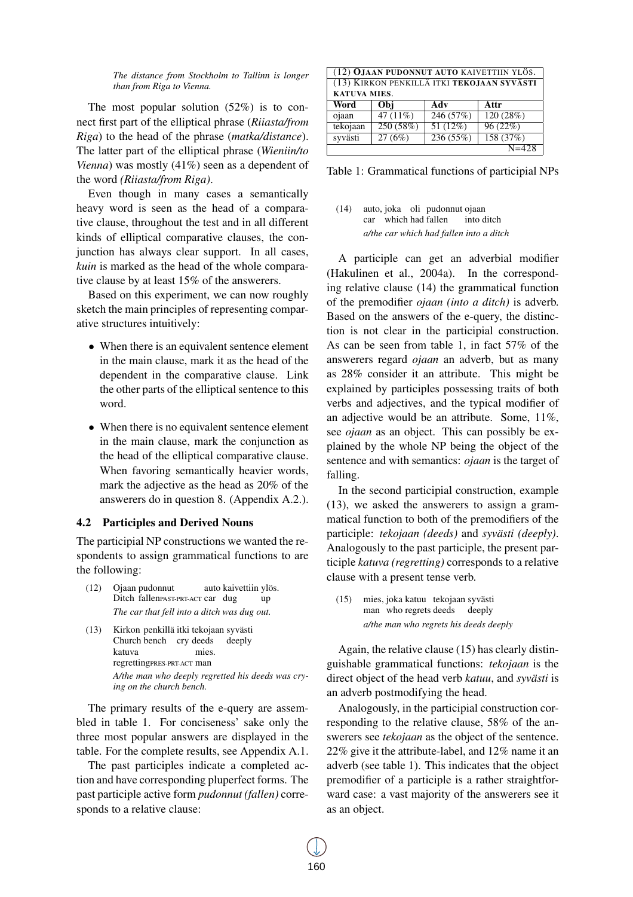*The distance from Stockholm to Tallinn is longer than from Riga to Vienna.*

The most popular solution (52%) is to connect first part of the elliptical phrase (*Riiasta/from Riga*) to the head of the phrase (*matka/distance*). The latter part of the elliptical phrase (*Wieniin/to Vienna*) was mostly (41%) seen as a dependent of the word *(Riiasta/from Riga)*.

Even though in many cases a semantically heavy word is seen as the head of a comparative clause, throughout the test and in all different kinds of elliptical comparative clauses, the conjunction has always clear support. In all cases, *kuin* is marked as the head of the whole comparative clause by at least 15% of the answerers.

Based on this experiment, we can now roughly sketch the main principles of representing comparative structures intuitively:

- When there is an equivalent sentence element in the main clause, mark it as the head of the dependent in the comparative clause. Link the other parts of the elliptical sentence to this word.
- When there is no equivalent sentence element in the main clause, mark the conjunction as the head of the elliptical comparative clause. When favoring semantically heavier words, mark the adjective as the head as 20% of the answerers do in question 8. (Appendix A.2.).

### 4.2 Participles and Derived Nouns

The participial NP constructions we wanted the respondents to assign grammatical functions to are the following:

(12) Ojaan pudonnut auto kaivettiin ylös.
Ditch fallen<small>PAST-PRT-ACT</small> car dug up
*The car that fell into a ditch was dug out.*

(13) Kirkon penkillä itki tekojaan syvästi katuva mies.
Church bench cry deeds deeply regretting<small>PRES-PRT-ACT</small> man
*A/the man who deeply regretted his deeds was crying on the church bench.*

The primary results of the e-query are assembled in table 1. For conciseness' sake only the three most popular answers are displayed in the table. For the complete results, see Appendix A.1.

The past participles indicate a completed action and have corresponding pluperfect forms. The past participle active form *pudonnut (fallen)* corresponds to a relative clause:

| (12) **OJAAN PUDONNUT AUTO** KAIVETTIIN YLÖS. | | | |
|---|---|---|---|
| (13) KIRKON PENKILLÄ ITKI **TEKOJAAN SYVÄSTI KATUVA MIES**. | | | |
| **Word** | **Obj** | **Adv** | **Attr** |
| ojaan | 47 (11%) | 246 (57%) | 120 (28%) |
| tekojaan | 250 (58%) | 51 (12%) | 96 (22%) |
| syvästi | 27 (6%) | 236 (55%) | 158 (37%) |
| | | | N=428 |

Table 1: Grammatical functions of participial NPs

(14) auto, joka oli pudonnut ojaan
car which had fallen into ditch
*a/the car which had fallen into a ditch*

A participle can get an adverbial modifier (Hakulinen et al., 2004a). In the corresponding relative clause (14) the grammatical function of the premodifier *ojaan (into a ditch)* is adverb. Based on the answers of the e-query, the distinction is not clear in the participial construction. As can be seen from table 1, in fact 57% of the answerers regard *ojaan* an adverb, but as many as 28% consider it an attribute. This might be explained by participles possessing traits of both verbs and adjectives, and the typical modifier of an adjective would be an attribute. Some, 11%, see *ojaan* as an object. This can possibly be explained by the whole NP being the object of the sentence and with semantics: *ojaan* is the target of falling.

In the second participial construction, example (13), we asked the answerers to assign a grammatical function to both of the premodifiers of the participle: *tekojaan (deeds)* and *syvästi (deeply)*. Analogously to the past participle, the present participle *katuva (regretting)* corresponds to a relative clause with a present tense verb.

(15) mies, joka katuu tekojaan syvästi
man who regrets deeds deeply
*a/the man who regrets his deeds deeply*

Again, the relative clause (15) has clearly distinguishable grammatical functions: *tekojaan* is the direct object of the head verb *katuu*, and *syvästi* is an adverb postmodifying the head.

Analogously, in the participial construction corresponding to the relative clause, 58% of the answerers see *tekojaan* as the object of the sentence. 22% give it the attribute-label, and 12% name it an adverb (see table 1). This indicates that the object premodifier of a participle is a rather straightforward case: a vast majority of the answerers see it as an object.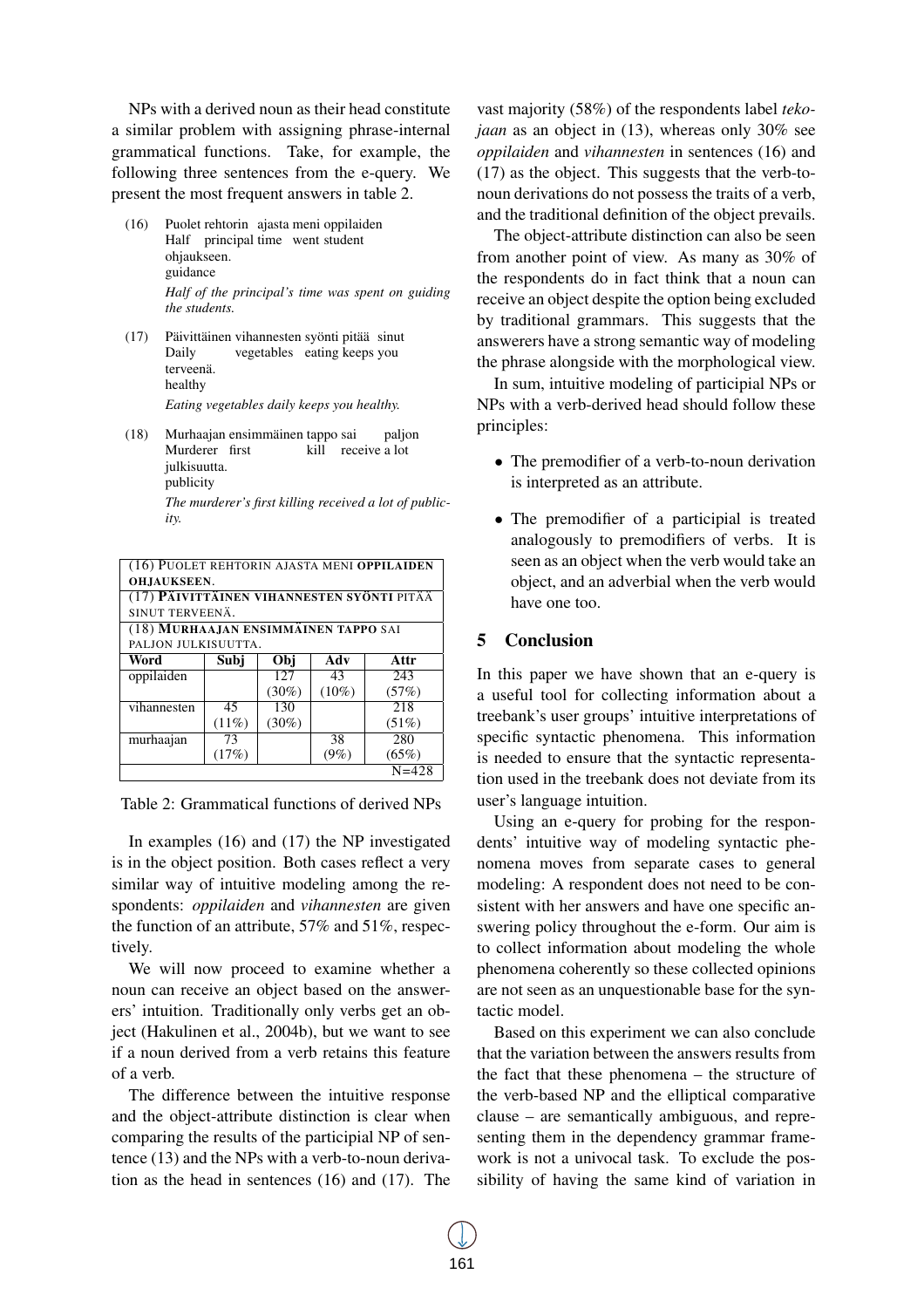NPs with a derived noun as their head constitute a similar problem with assigning phrase-internal grammatical functions. Take, for example, the following three sentences from the e-query. We present the most frequent answers in table 2.

(16) Puolet rehtorin ajasta meni oppilaiden ohjaukseen.
Half principal time went student guidance
*Half of the principal's time was spent on guiding the students.*

(17) Päivittäinen vihannesten syönti pitää sinut terveenä.
Daily vegetables eating keeps you healthy
*Eating vegetables daily keeps you healthy.*

(18) Murhaajan ensimmäinen tappo sai paljon julkisuutta.
Murderer first kill receive a lot publicity
*The murderer's first killing received a lot of publicity.*

| (16) PUOLET REHTORIN AJASTA MENI **OPPILAIDEN OHJAUKSEEN**. | | | | |
|---|---|---|---|---|
| (17) **PÄIVITTÄINEN VIHANNESTEN SYÖNTI** PITÄÄ SINUT TERVEENÄ. | | | | |
| (18) **MURHAAJAN ENSIMMÄINEN TAPPO** SAI PALJON JULKISUUTTA. | | | | |
| **Word** | **Subj** | **Obj** | **Adv** | **Attr** |
| oppilaiden | | 127 (30%) | 43 (10%) | 243 (57%) |
| vihannesten | 45 (11%) | 130 (30%) | | 218 (51%) |
| murhaajan | 73 (17%) | | 38 (9%) | 280 (65%) |
| | | | | N=428 |

Table 2: Grammatical functions of derived NPs

In examples (16) and (17) the NP investigated is in the object position. Both cases reflect a very similar way of intuitive modeling among the respondents: *oppilaiden* and *vihannesten* are given the function of an attribute, 57% and 51%, respectively.

We will now proceed to examine whether a noun can receive an object based on the answerers' intuition. Traditionally only verbs get an object (Hakulinen et al., 2004b), but we want to see if a noun derived from a verb retains this feature of a verb.

The difference between the intuitive response and the object-attribute distinction is clear when comparing the results of the participial NP of sentence (13) and the NPs with a verb-to-noun derivation as the head in sentences (16) and (17). The vast majority (58%) of the respondents label *tekojaan* as an object in (13), whereas only 30% see *oppilaiden* and *vihannesten* in sentences (16) and (17) as the object. This suggests that the verb-to-noun derivations do not possess the traits of a verb, and the traditional definition of the object prevails.

The object-attribute distinction can also be seen from another point of view. As many as 30% of the respondents do in fact think that a noun can receive an object despite the option being excluded by traditional grammars. This suggests that the answerers have a strong semantic way of modeling the phrase alongside with the morphological view.

In sum, intuitive modeling of participial NPs or NPs with a verb-derived head should follow these principles:

- The premodifier of a verb-to-noun derivation is interpreted as an attribute.
- The premodifier of a participial is treated analogously to premodifiers of verbs. It is seen as an object when the verb would take an object, and an adverbial when the verb would have one too.

## 5 Conclusion

In this paper we have shown that an e-query is a useful tool for collecting information about a treebank's user groups' intuitive interpretations of specific syntactic phenomena. This information is needed to ensure that the syntactic representation used in the treebank does not deviate from its user's language intuition.

Using an e-query for probing for the respondents' intuitive way of modeling syntactic phenomena moves from separate cases to general modeling: A respondent does not need to be consistent with her answers and have one specific answering policy throughout the e-form. Our aim is to collect information about modeling the whole phenomena coherently so these collected opinions are not seen as an unquestionable base for the syntactic model.

Based on this experiment we can also conclude that the variation between the answers results from the fact that these phenomena – the structure of the verb-based NP and the elliptical comparative clause – are semantically ambiguous, and representing them in the dependency grammar framework is not a univocal task. To exclude the possibility of having the same kind of variation in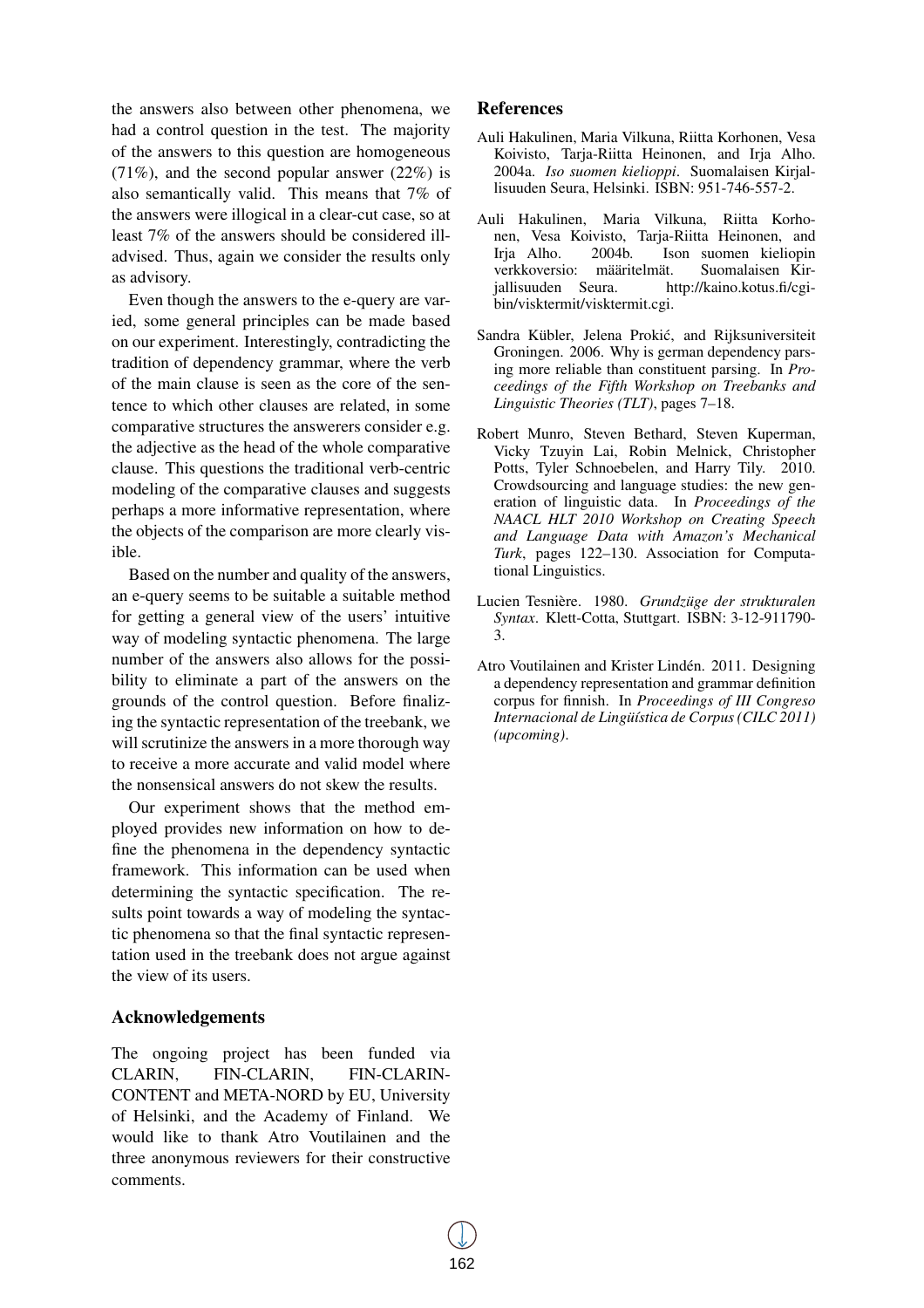the answers also between other phenomena, we had a control question in the test. The majority of the answers to this question are homogeneous (71%), and the second popular answer (22%) is also semantically valid. This means that 7% of the answers were illogical in a clear-cut case, so at least 7% of the answers should be considered ill-advised. Thus, again we consider the results only as advisory.

Even though the answers to the e-query are varied, some general principles can be made based on our experiment. Interestingly, contradicting the tradition of dependency grammar, where the verb of the main clause is seen as the core of the sentence to which other clauses are related, in some comparative structures the answerers consider e.g. the adjective as the head of the whole comparative clause. This questions the traditional verb-centric modeling of the comparative clauses and suggests perhaps a more informative representation, where the objects of the comparison are more clearly visible.

Based on the number and quality of the answers, an e-query seems to be suitable a suitable method for getting a general view of the users' intuitive way of modeling syntactic phenomena. The large number of the answers also allows for the possibility to eliminate a part of the answers on the grounds of the control question. Before finalizing the syntactic representation of the treebank, we will scrutinize the answers in a more thorough way to receive a more accurate and valid model where the nonsensical answers do not skew the results.

Our experiment shows that the method employed provides new information on how to define the phenomena in the dependency syntactic framework. This information can be used when determining the syntactic specification. The results point towards a way of modeling the syntactic phenomena so that the final syntactic representation used in the treebank does not argue against the view of its users.

## Acknowledgements

The ongoing project has been funded via CLARIN, FIN-CLARIN, FIN-CLARIN-CONTENT and META-NORD by EU, University of Helsinki, and the Academy of Finland. We would like to thank Atro Voutilainen and the three anonymous reviewers for their constructive comments.

## References

Auli Hakulinen, Maria Vilkuna, Riitta Korhonen, Vesa Koivisto, Tarja-Riitta Heinonen, and Irja Alho. 2004a. *Iso suomen kielioppi*. Suomalaisen Kirjallisuuden Seura, Helsinki. ISBN: 951-746-557-2.

Auli Hakulinen, Maria Vilkuna, Riitta Korhonen, Vesa Koivisto, Tarja-Riitta Heinonen, and Irja Alho. 2004b. Ison suomen kieliopin verkkoversio: määritelmät. Suomalaisen Kirjallisuuden Seura. http://kaino.kotus.fi/cgi-bin/visktermit/visktermit.cgi.

Sandra Kübler, Jelena Prokić, and Rijksuniversiteit Groningen. 2006. Why is german dependency parsing more reliable than constituent parsing. In *Proceedings of the Fifth Workshop on Treebanks and Linguistic Theories (TLT)*, pages 7–18.

Robert Munro, Steven Bethard, Steven Kuperman, Vicky Tzuyin Lai, Robin Melnick, Christopher Potts, Tyler Schnoebelen, and Harry Tily. 2010. Crowdsourcing and language studies: the new generation of linguistic data. In *Proceedings of the NAACL HLT 2010 Workshop on Creating Speech and Language Data with Amazon's Mechanical Turk*, pages 122–130. Association for Computational Linguistics.

Lucien Tesnière. 1980. *Grundzüge der strukturalen Syntax*. Klett-Cotta, Stuttgart. ISBN: 3-12-911790-3.

Atro Voutilainen and Krister Lindén. 2011. Designing a dependency representation and grammar definition corpus for finnish. In *Proceedings of III Congreso Internacional de Lingüística de Corpus (CILC 2011) (upcoming)*.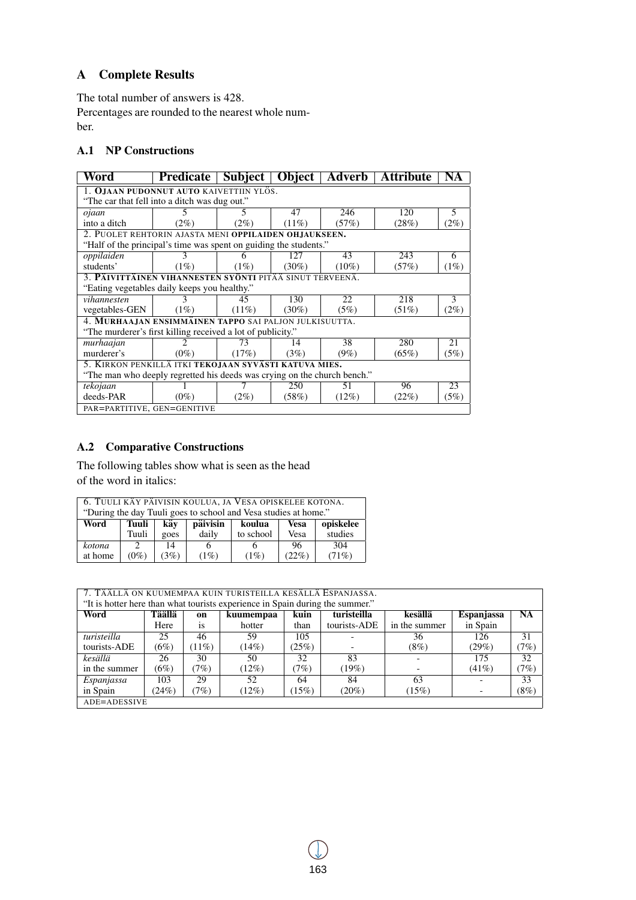## A Complete Results

The total number of answers is 428.
Percentages are rounded to the nearest whole number.

### A.1 NP Constructions

| Word | Predicate | Subject | Object | Adverb | Attribute | NA |
|---|---|---|---|---|---|---|
| 1. **OJAAN PUDONNUT AUTO** KAIVETTIIN YLÖS. "The car that fell into a ditch was dug out." | | | | | | |
| *ojaan* into a ditch | 5 (2%) | 5 (2%) | 47 (11%) | 246 (57%) | 120 (28%) | 5 (2%) |
| 2. PUOLET REHTORIN AJASTA MENI **OPPILAIDEN OHJAUKSEEN.** "Half of the principal's time was spent on guiding the students." | | | | | | |
| *oppilaiden* students' | 3 (1%) | 6 (1%) | 127 (30%) | 43 (10%) | 243 (57%) | 6 (1%) |
| 3. **PÄIVITTÄINEN VIHANNESTEN SYÖNTI** PITÄÄ SINUT TERVEENÄ. "Eating vegetables daily keeps you healthy." | | | | | | |
| *vihannesten* vegetables-GEN | 3 (1%) | 45 (11%) | 130 (30%) | 22 (5%) | 218 (51%) | 3 (2%) |
| 4. **MURHAAJAN ENSIMMÄINEN TAPPO** SAI PALJON JULKISUUTTA. "The murderer's first killing received a lot of publicity." | | | | | | |
| *murhaajan* murderer's | 2 (0%) | 73 (17%) | 14 (3%) | 38 (9%) | 280 (65%) | 21 (5%) |
| 5. KIRKON PENKILLÄ ITKI **TEKOJAAN SYVÄSTI KATUVA MIES.** "The man who deeply regretted his deeds was crying on the church bench." | | | | | | |
| *tekojaan* deeds-PAR | 1 (0%) | 7 (2%) | 250 (58%) | 51 (12%) | 96 (22%) | 23 (5%) |
| PAR=PARTITIVE, GEN=GENITIVE | | | | | | |

### A.2 Comparative Constructions

The following tables show what is seen as the head of the word in italics:

| 6. TUULI KÄY PÄIVISIN KOULUA, JA VESA OPISKELEE KOTONA. "During the day Tuuli goes to school and Vesa studies at home." | | | | | | |
|---|---|---|---|---|---|---|
| **Word** | **Tuuli** Tuuli | **käy** goes | **päivisin** daily | **koulua** to school | **Vesa** Vesa | **opiskelee** studies |
| *kotona* at home | 2 (0%) | 14 (3%) | 6 (1%) | 6 (1%) | 96 (22%) | 304 (71%) |

| 7. TÄÄLLÄ ON KUUMEMPAA KUIN TURISTEILLA KESÄLLÄ ESPANJASSA. "It is hotter here than what tourists experience in Spain during the summer." | | | | | | | | |
|---|---|---|---|---|---|---|---|---|
| **Word** | **Täällä** Here | **on** is | **kuumempaa** hotter | **kuin** than | **turisteilla** tourists-ADE | **kesällä** in the summer | **Espanjassa** in Spain | **NA** |
| *turisteilla* tourists-ADE | 25 (6%) | 46 (11%) | 59 (14%) | 105 (25%) | - | 36 (8%) | 126 (29%) | 31 (7%) |
| *kesällä* in the summer | 26 (6%) | 30 (7%) | 50 (12%) | 32 (7%) | 83 (19%) | - | 175 (41%) | 32 (7%) |
| *Espanjassa* in Spain | 103 (24%) | 29 (7%) | 52 (12%) | 64 (15%) | 84 (20%) | 63 (15%) | - | 33 (8%) |
| ADE=ADESSIVE | | | | | | | | |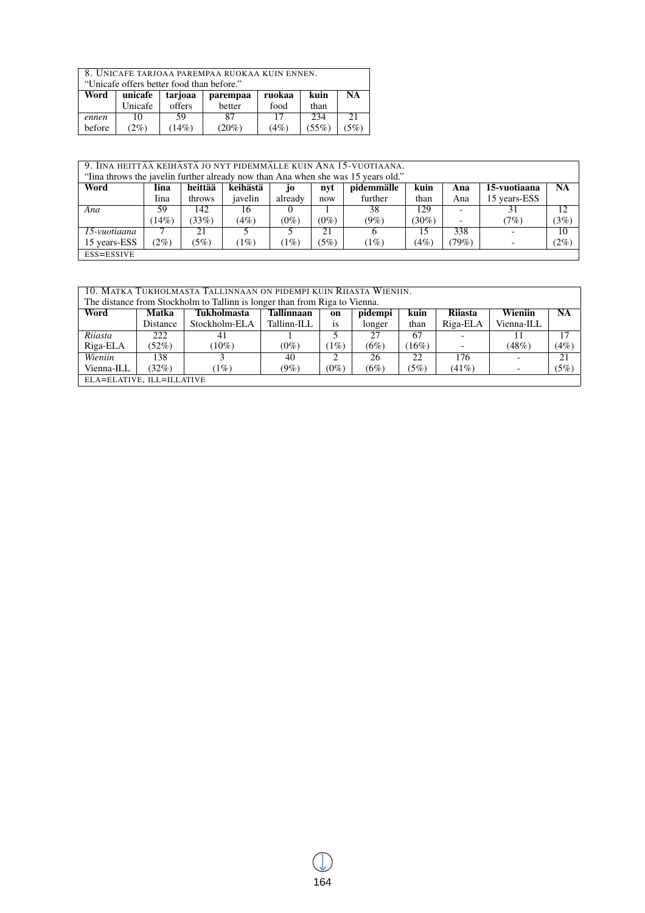| 8. Unicafe tarjoaa parempaa ruokaa kuin ennen. "Unicafe offers better food than before." | | | | | | |
|---|---|---|---|---|---|---|
| **Word** | **unicafe** Unicafe | **tarjoaa** offers | **parempaa** better | **ruokaa** food | **kuin** than | **NA** |
| *ennen* before | 10 (2%) | 59 (14%) | 87 (20%) | 17 (4%) | 234 (55%) | 21 (5%) |

| 9. Iina heittää keihästä jo nyt pidemmälle kuin Ana 15-vuotiaana. "Iina throws the javelin further already now than Ana when she was 15 years old." | | | | | | | | | | |
|---|---|---|---|---|---|---|---|---|---|---|
| **Word** | **Iina** Iina | **heittää** throws | **keihästä** javelin | **jo** already | **nyt** now | **pidemmälle** further | **kuin** than | **Ana** Ana | **15-vuotiaana** 15 years-ESS | **NA** |
| *Ana* | 59 (14%) | 142 (33%) | 16 (4%) | 0 (0%) | 1 (0%) | 38 (9%) | 129 (30%) | - | 31 (7%) | 12 (3%) |
| *15-vuotiaana* 15 years-ESS | 7 (2%) | 21 (5%) | 5 (1%) | 5 (1%) | 21 (5%) | 6 (1%) | 15 (4%) | 338 (79%) | - | 10 (2%) |
| ESS=ESSIVE | | | | | | | | | | |

| 10. Matka Tukholmasta Tallinnaan on pidempi kuin Riiasta Wieniin. The distance from Stockholm to Tallinn is longer than from Riga to Vienna. | | | | | | | | | |
|---|---|---|---|---|---|---|---|---|---|
| **Word** | **Matka** Distance | **Tukholmasta** Stockholm-ELA | **Tallinnaan** Tallinn-ILL | **on** is | **pidempi** longer | **kuin** than | **Riiasta** Riga-ELA | **Wieniin** Vienna-ILL | **NA** |
| *Riiasta* Riga-ELA | 222 (52%) | 41 (10%) | 1 (0%) | 5 (1%) | 27 (6%) | 67 (16%) | - | 11 (48%) | 17 (4%) |
| *Wieniin* Vienna-ILL | 138 (32%) | 3 (1%) | 40 (9%) | 2 (0%) | 26 (6%) | 22 (5%) | 176 (41%) | - | 21 (5%) |
| ELA=ELATIVE, ILL=ILLATIVE | | | | | | | | | |